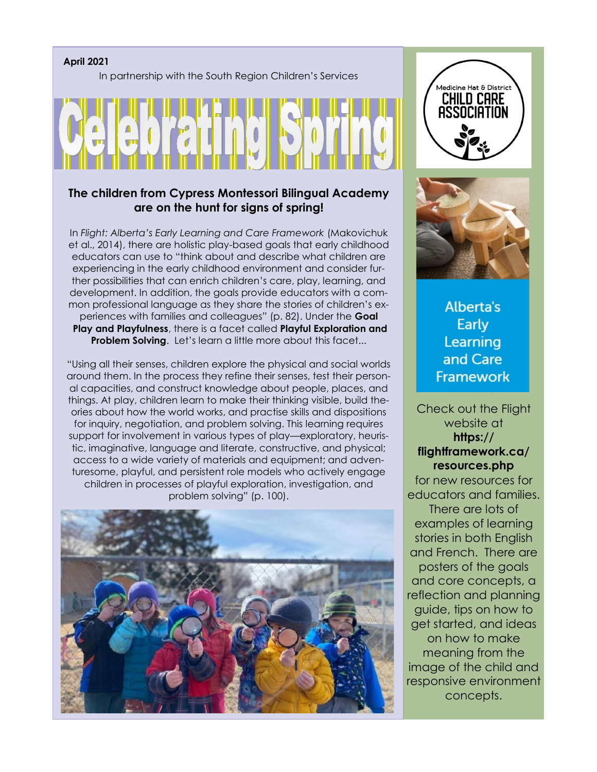**April 2021**

In partnership with the South Region Children's Services

# Celebrating Spring

### The children from Cypress Montessori Bilingual Academy are on the hunt for signs of spring!

In *Flight: Alberta's Early Learning and Care Framework* (Makovichuk et al., 2014), there are holistic play-based goals that early childhood educators can use to "think about and describe what children are experiencing in the early childhood environment and consider further possibilities that can enrich children's care, play, learning, and development. In addition, the goals provide educators with a common professional language as they share the stories of children's experiences with families and colleagues" (p. 82). Under the **Goal Play and Playfulness**, there is a facet called **Playful Exploration and Problem Solving**. Let's learn a little more about this facet...

"Using all their senses, children explore the physical and social worlds around them. In the process they refine their senses, test their personal capacities, and construct knowledge about people, places, and things. At play, children learn to make their thinking visible, build theories about how the world works, and practise skills and dispositions for inquiry, negotiation, and problem solving. This learning requires support for involvement in various types of play—exploratory, heuristic, imaginative, language and literate, constructive, and physical; access to a wide variety of materials and equipment; and adventuresome, playful, and persistent role models who actively engage children in processes of playful exploration, investigation, and problem solving" (p. 100).

Medicine Hat & District CHILD CARE ASSOCIATION

Alberta's Early Learning and Care Framework

Check out the Flight website at **https://flightframework.ca/resources.php** for new resources for educators and families. There are lots of examples of learning stories in both English and French. There are posters of the goals and core concepts, a reflection and planning guide, tips on how to get started, and ideas on how to make meaning from the image of the child and responsive environment concepts.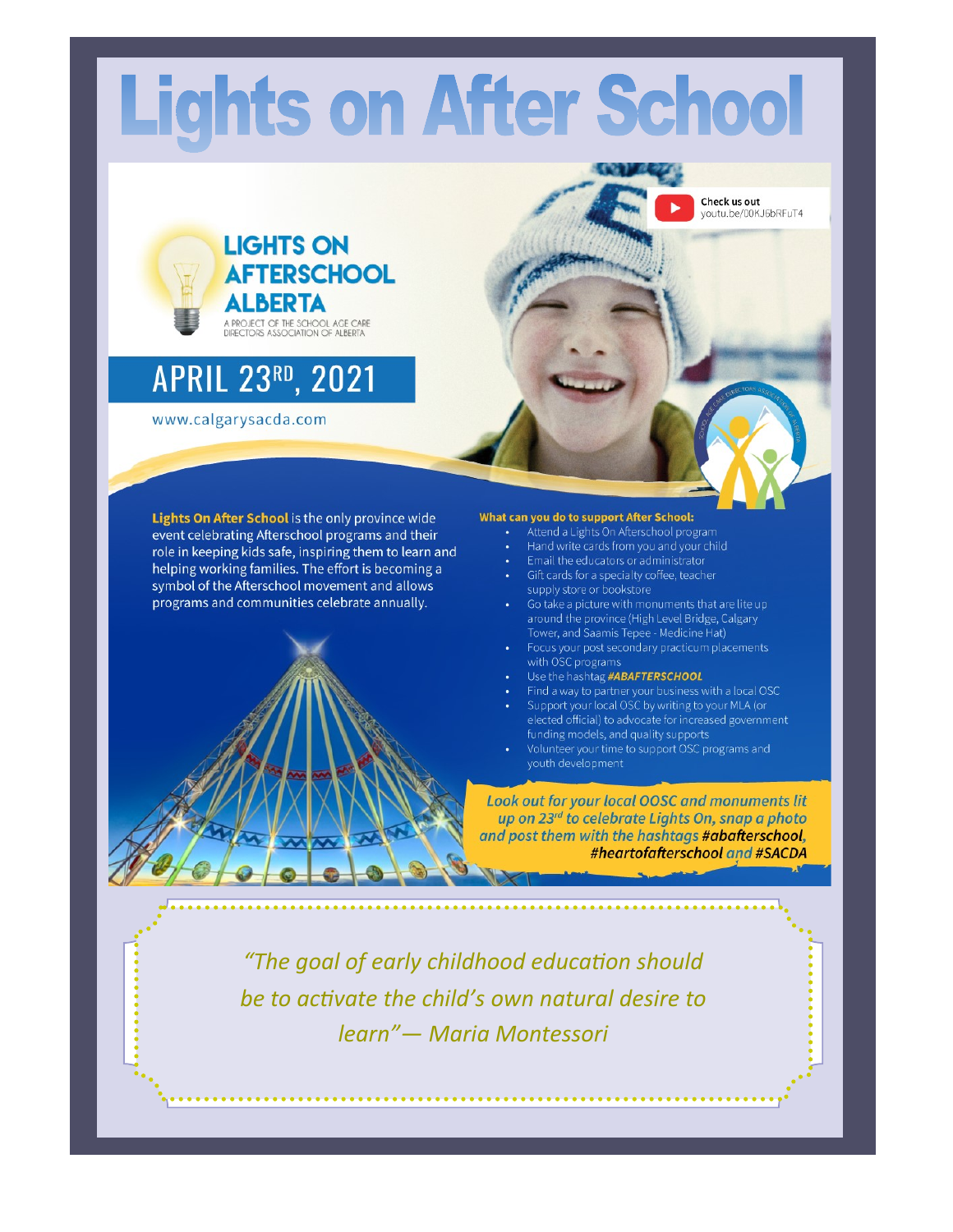# Lights on After School

**LIGHTS ON AFTERSCHOOL ALBERTA**

A PROJECT OF THE SCHOOL AGE CARE DIRECTORS ASSOCIATION OF ALBERTA

## APRIL 23RD, 2021

www.calgarysacda.com

Check us out
youtu.be/D0KJ6bRFuT4

**Lights On After School** is the only province wide event celebrating Afterschool programs and their role in keeping kids safe, inspiring them to learn and helping working families. The effort is becoming a symbol of the Afterschool movement and allows programs and communities celebrate annually.

**What can you do to support After School:**

- Attend a Lights On Afterschool program
- Hand write cards from you and your child
- Email the educators or administrator
- Gift cards for a specialty coffee, teacher supply store or bookstore
- Go take a picture with monuments that are lite up around the province (High Level Bridge, Calgary Tower, and Saamis Tepee - Medicine Hat)
- Focus your post secondary practicum placements with OSC programs
- Use the hashtag ***#ABAFTERSCHOOL***
- Find a way to partner your business with a local OSC
- Support your local OSC by writing to your MLA (or elected official) to advocate for increased government funding models, and quality supports
- Volunteer your time to support OSC programs and youth development

*Look out for your local OOSC and monuments lit up on 23rd to celebrate Lights On, snap a photo and post them with the hashtags **#abafterschool, #heartofafterschool** and **#SACDA***

*"The goal of early childhood education should be to activate the child's own natural desire to learn"— Maria Montessori*